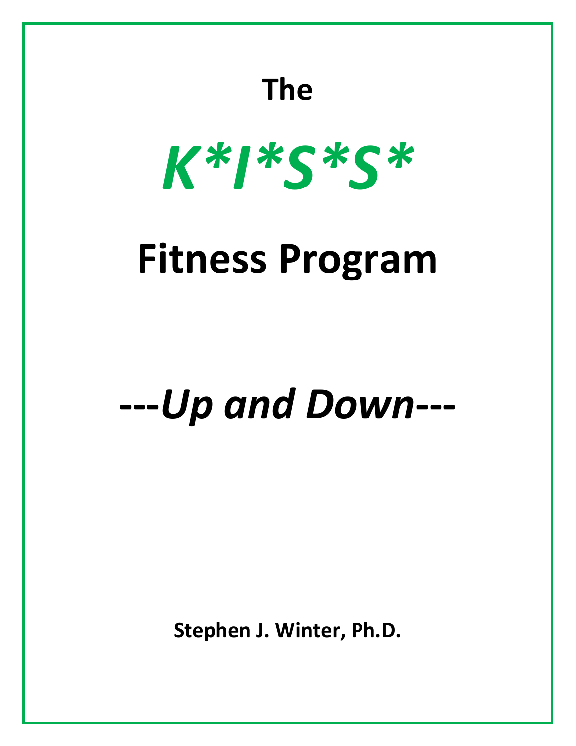# The

# *K*I*S*S**

# Fitness Program

## *---Up and Down---*

**Stephen J. Winter, Ph.D.**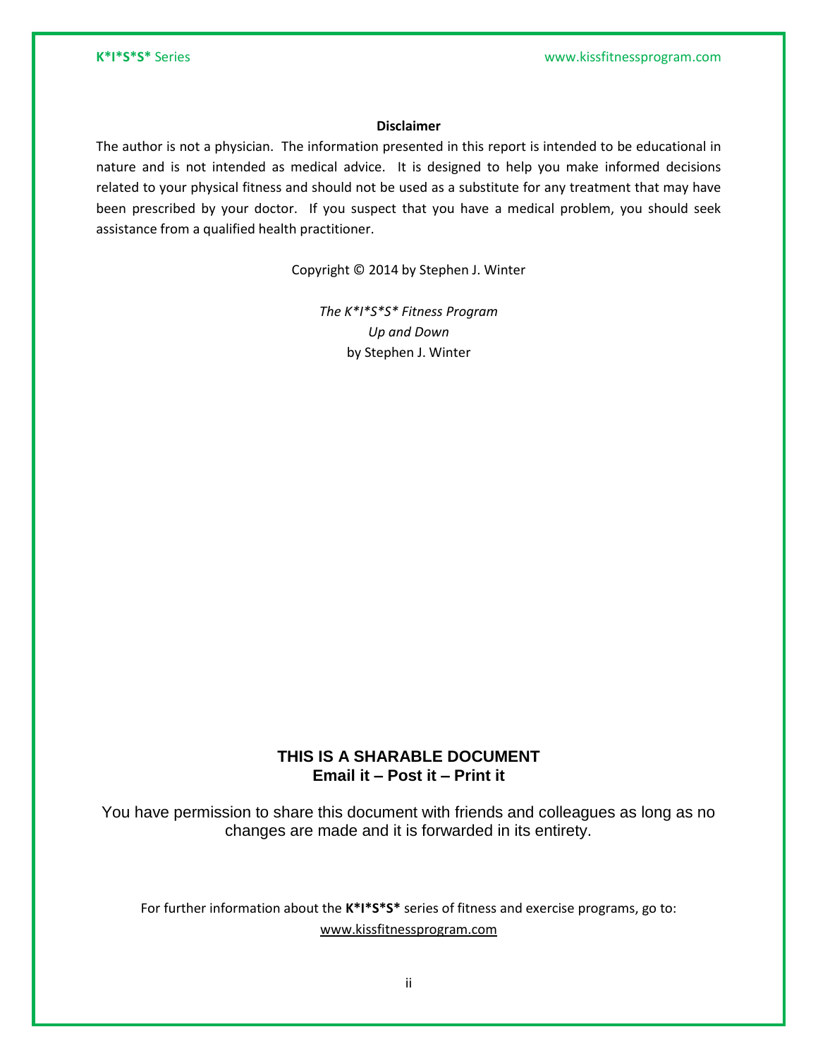**Disclaimer**

The author is not a physician. The information presented in this report is intended to be educational in nature and is not intended as medical advice. It is designed to help you make informed decisions related to your physical fitness and should not be used as a substitute for any treatment that may have been prescribed by your doctor. If you suspect that you have a medical problem, you should seek assistance from a qualified health practitioner.

Copyright © 2014 by Stephen J. Winter

*The K*I*S*S* Fitness Program*
*Up and Down*
by Stephen J. Winter

**THIS IS A SHARABLE DOCUMENT**
**Email it – Post it – Print it**

You have permission to share this document with friends and colleagues as long as no changes are made and it is forwarded in its entirety.

For further information about the **K*I*S*S*** series of fitness and exercise programs, go to: www.kissfitnessprogram.com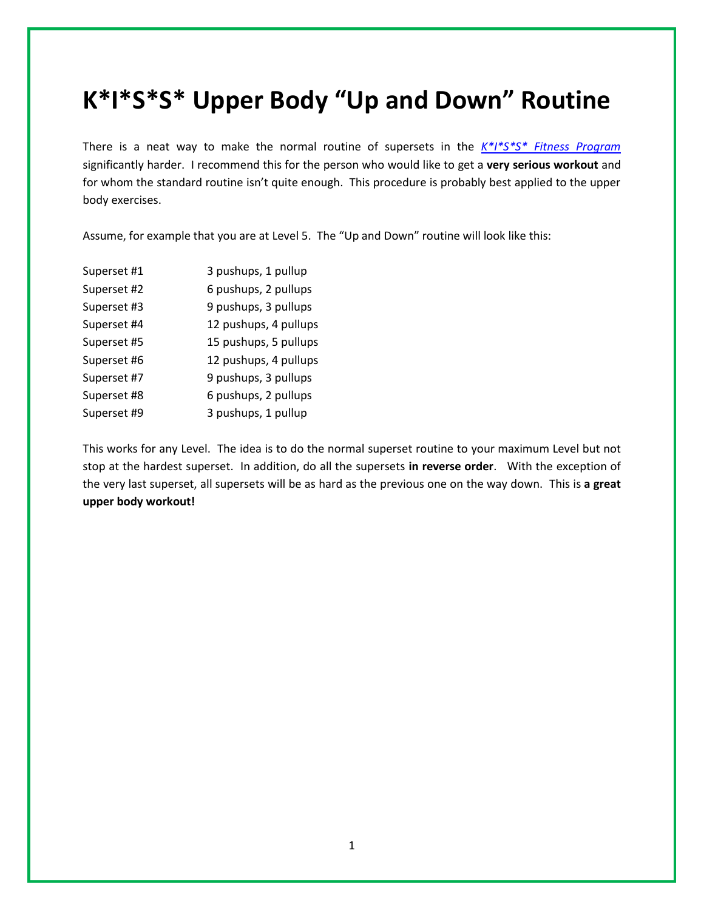# K*I*S*S* Upper Body "Up and Down" Routine

There is a neat way to make the normal routine of supersets in the *K*I*S*S* Fitness Program* significantly harder. I recommend this for the person who would like to get a **very serious workout** and for whom the standard routine isn't quite enough. This procedure is probably best applied to the upper body exercises.

Assume, for example that you are at Level 5. The "Up and Down" routine will look like this:

| | |
|---|---|
| Superset #1 | 3 pushups, 1 pullup |
| Superset #2 | 6 pushups, 2 pullups |
| Superset #3 | 9 pushups, 3 pullups |
| Superset #4 | 12 pushups, 4 pullups |
| Superset #5 | 15 pushups, 5 pullups |
| Superset #6 | 12 pushups, 4 pullups |
| Superset #7 | 9 pushups, 3 pullups |
| Superset #8 | 6 pushups, 2 pullups |
| Superset #9 | 3 pushups, 1 pullup |

This works for any Level. The idea is to do the normal superset routine to your maximum Level but not stop at the hardest superset. In addition, do all the supersets **in reverse order**. With the exception of the very last superset, all supersets will be as hard as the previous one on the way down. This is **a great upper body workout!**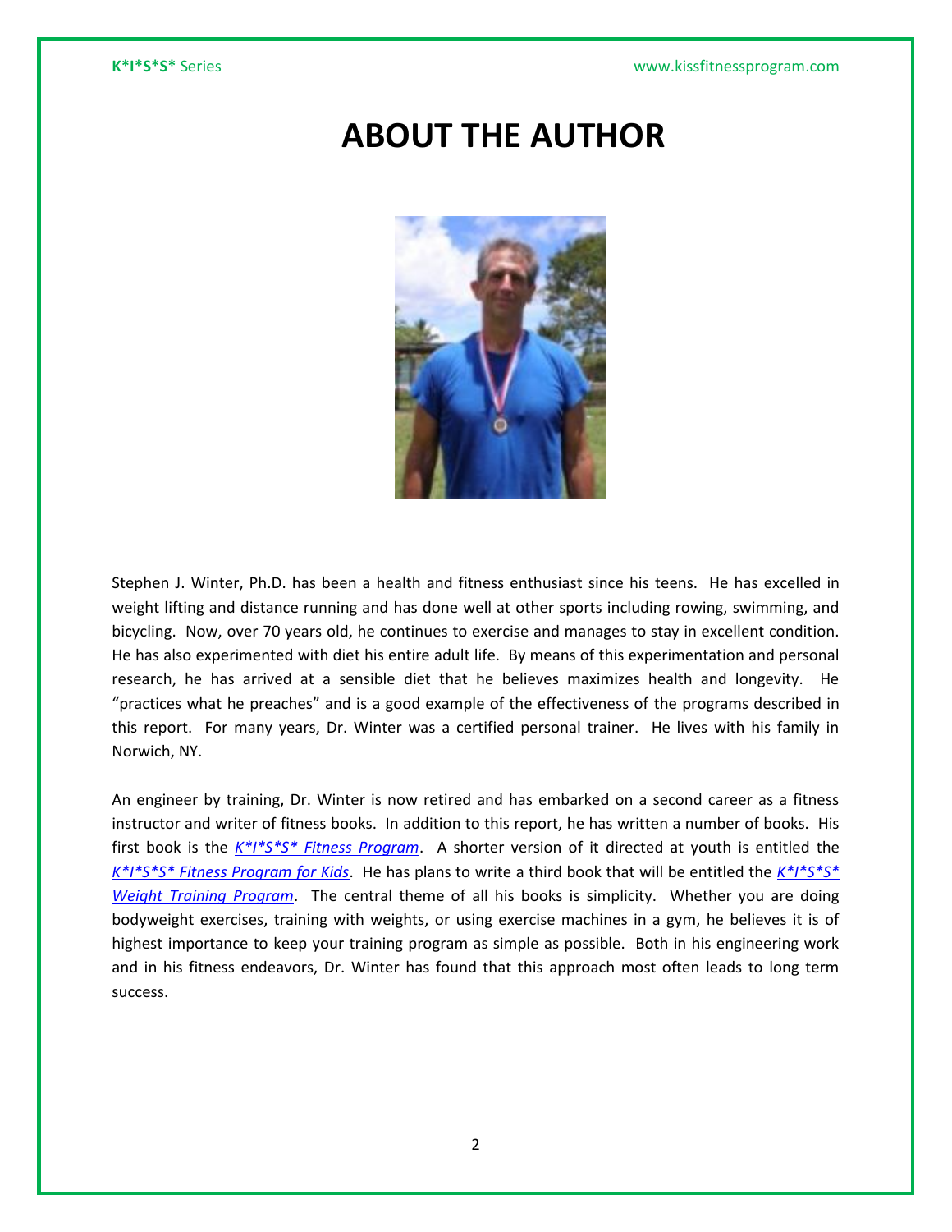# ABOUT THE AUTHOR

Stephen J. Winter, Ph.D. has been a health and fitness enthusiast since his teens. He has excelled in weight lifting and distance running and has done well at other sports including rowing, swimming, and bicycling. Now, over 70 years old, he continues to exercise and manages to stay in excellent condition. He has also experimented with diet his entire adult life. By means of this experimentation and personal research, he has arrived at a sensible diet that he believes maximizes health and longevity. He "practices what he preaches" and is a good example of the effectiveness of the programs described in this report. For many years, Dr. Winter was a certified personal trainer. He lives with his family in Norwich, NY.

An engineer by training, Dr. Winter is now retired and has embarked on a second career as a fitness instructor and writer of fitness books. In addition to this report, he has written a number of books. His first book is the *K*I*S*S* Fitness Program*. A shorter version of it directed at youth is entitled the *K*I*S*S* Fitness Program for Kids*. He has plans to write a third book that will be entitled the *K*I*S*S* Weight Training Program*. The central theme of all his books is simplicity. Whether you are doing bodyweight exercises, training with weights, or using exercise machines in a gym, he believes it is of highest importance to keep your training program as simple as possible. Both in his engineering work and in his fitness endeavors, Dr. Winter has found that this approach most often leads to long term success.